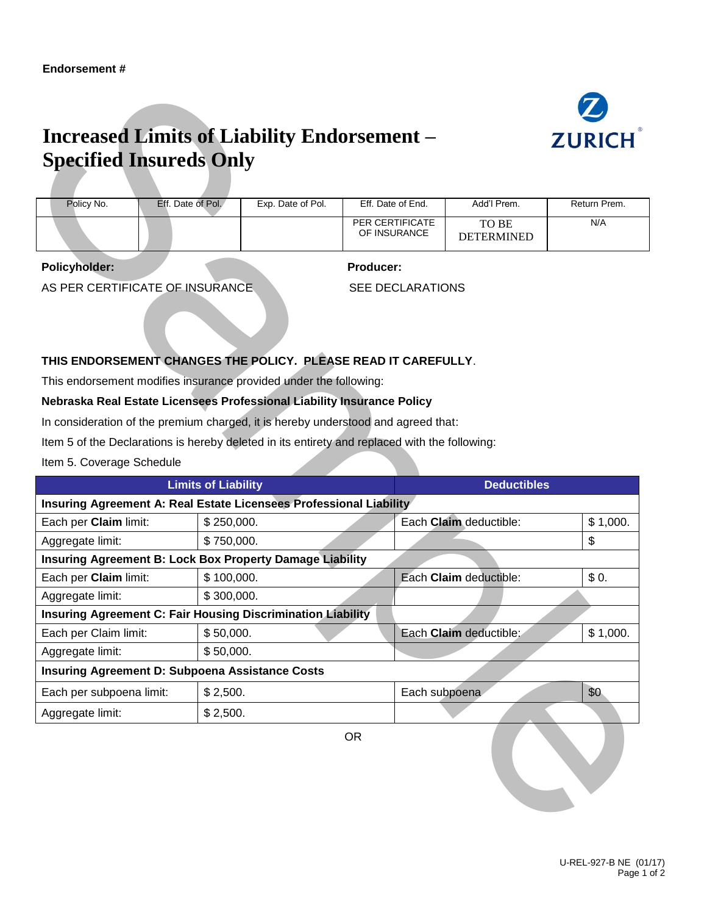**Endorsement #**

# Increased Limits of Liability Endorsement – Specified Insureds Only

ZURICH

| Policy No. | Eff. Date of Pol. | Exp. Date of Pol. | Eff. Date of End. | Add'l Prem. | Return Prem. |
|---|---|---|---|---|---|
| | | | PER CERTIFICATE OF INSURANCE | TO BE DETERMINED | N/A |

**Policyholder:**

AS PER CERTIFICATE OF INSURANCE

**Producer:**

SEE DECLARATIONS

**THIS ENDORSEMENT CHANGES THE POLICY. PLEASE READ IT CAREFULLY**.

This endorsement modifies insurance provided under the following:

**Nebraska Real Estate Licensees Professional Liability Insurance Policy**

In consideration of the premium charged, it is hereby understood and agreed that:

Item 5 of the Declarations is hereby deleted in its entirety and replaced with the following:

Item 5. Coverage Schedule

| Limits of Liability | | Deductibles | |
|---|---|---|---|
| **Insuring Agreement A: Real Estate Licensees Professional Liability** | | | |
| Each per **Claim** limit: | $ 250,000. | Each **Claim** deductible: | $ 1,000. |
| Aggregate limit: | $ 750,000. | | $ |
| **Insuring Agreement B: Lock Box Property Damage Liability** | | | |
| Each per **Claim** limit: | $ 100,000. | Each **Claim** deductible: | $ 0. |
| Aggregate limit: | $ 300,000. | | |
| **Insuring Agreement C: Fair Housing Discrimination Liability** | | | |
| Each per Claim limit: | $ 50,000. | Each **Claim** deductible: | $ 1,000. |
| Aggregate limit: | $ 50,000. | | |
| **Insuring Agreement D: Subpoena Assistance Costs** | | | |
| Each per subpoena limit: | $ 2,500. | Each subpoena | $0 |
| Aggregate limit: | $ 2,500. | | |

OR

U-REL-927-B NE (01/17)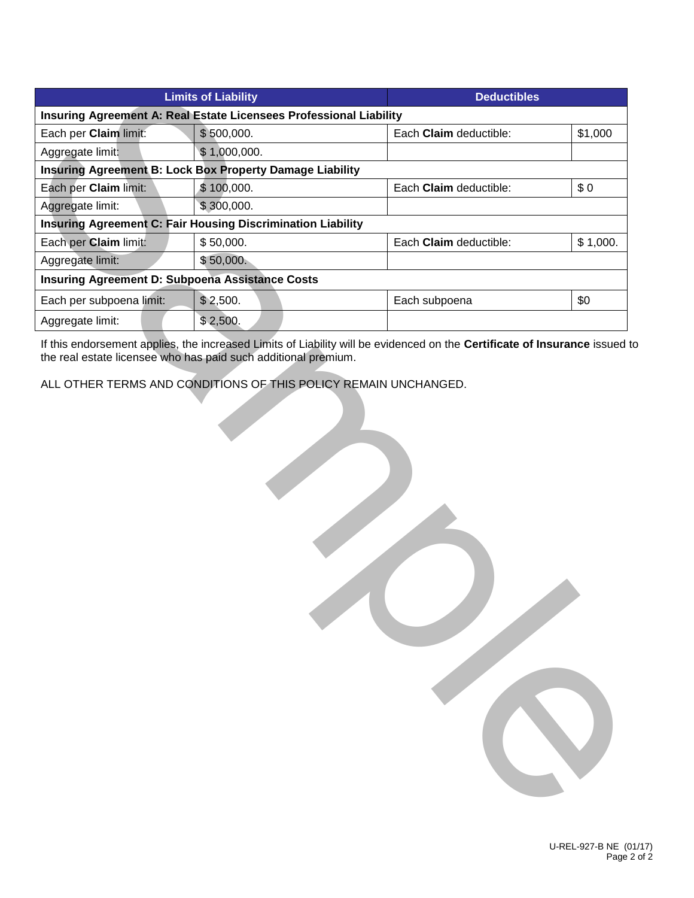| Limits of Liability | | Deductibles | |
|---|---|---|---|
| **Insuring Agreement A: Real Estate Licensees Professional Liability** | | | |
| Each per **Claim** limit: | $ 500,000. | Each **Claim** deductible: | $1,000 |
| Aggregate limit: | $ 1,000,000. | | |
| **Insuring Agreement B: Lock Box Property Damage Liability** | | | |
| Each per **Claim** limit: | $ 100,000. | Each **Claim** deductible: | $ 0 |
| Aggregate limit: | $ 300,000. | | |
| **Insuring Agreement C: Fair Housing Discrimination Liability** | | | |
| Each per **Claim** limit: | $ 50,000. | Each **Claim** deductible: | $ 1,000. |
| Aggregate limit: | $ 50,000. | | |
| **Insuring Agreement D: Subpoena Assistance Costs** | | | |
| Each per subpoena limit: | $ 2,500. | Each subpoena | $0 |
| Aggregate limit: | $ 2,500. | | |

If this endorsement applies, the increased Limits of Liability will be evidenced on the **Certificate of Insurance** issued to the real estate licensee who has paid such additional premium.

ALL OTHER TERMS AND CONDITIONS OF THIS POLICY REMAIN UNCHANGED.

U-REL-927-B NE (01/17)